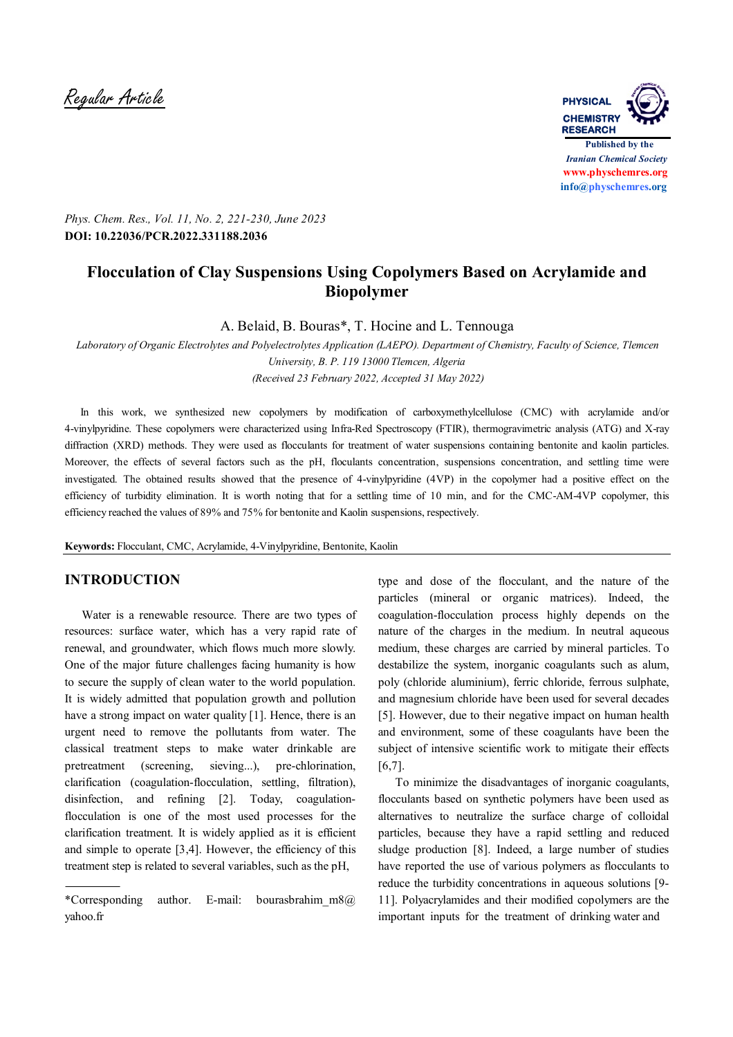*Regular Article*

**Published by the**
*Iranian Chemical Society*
www.physchemres.org
info@physchemres.org

*Phys. Chem. Res., Vol. 11, No. 2, 221-230, June 2023*
**DOI: 10.22036/PCR.2022.331188.2036**

# Flocculation of Clay Suspensions Using Copolymers Based on Acrylamide and Biopolymer

A. Belaid, B. Bouras*, T. Hocine and L. Tennouga

*Laboratory of Organic Electrolytes and Polyelectrolytes Application (LAEPO). Department of Chemistry, Faculty of Science, Tlemcen University, B. P. 119 13000 Tlemcen, Algeria*

*(Received 23 February 2022, Accepted 31 May 2022)*

In this work, we synthesized new copolymers by modification of carboxymethylcellulose (CMC) with acrylamide and/or 4-vinylpyridine. These copolymers were characterized using Infra-Red Spectroscopy (FTIR), thermogravimetric analysis (ATG) and X-ray diffraction (XRD) methods. They were used as flocculants for treatment of water suspensions containing bentonite and kaolin particles. Moreover, the effects of several factors such as the pH, flocculants concentration, suspensions concentration, and settling time were investigated. The obtained results showed that the presence of 4-vinylpyridine (4VP) in the copolymer had a positive effect on the efficiency of turbidity elimination. It is worth noting that for a settling time of 10 min, and for the CMC-AM-4VP copolymer, this efficiency reached the values of 89% and 75% for bentonite and Kaolin suspensions, respectively.

**Keywords:** Flocculant, CMC, Acrylamide, 4-Vinylpyridine, Bentonite, Kaolin

## INTRODUCTION

Water is a renewable resource. There are two types of resources: surface water, which has a very rapid rate of renewal, and groundwater, which flows much more slowly. One of the major future challenges facing humanity is how to secure the supply of clean water to the world population. It is widely admitted that population growth and pollution have a strong impact on water quality [1]. Hence, there is an urgent need to remove the pollutants from water. The classical treatment steps to make water drinkable are pretreatment (screening, sieving...), pre-chlorination, clarification (coagulation-flocculation, settling, filtration), disinfection, and refining [2]. Today, coagulation-flocculation is one of the most used processes for the clarification treatment. It is widely applied as it is efficient and simple to operate [3,4]. However, the efficiency of this treatment step is related to several variables, such as the pH, type and dose of the flocculant, and the nature of the particles (mineral or organic matrices). Indeed, the coagulation-flocculation process highly depends on the nature of the charges in the medium. In neutral aqueous medium, these charges are carried by mineral particles. To destabilize the system, inorganic coagulants such as alum, poly (chloride aluminium), ferric chloride, ferrous sulphate, and magnesium chloride have been used for several decades [5]. However, due to their negative impact on human health and environment, some of these coagulants have been the subject of intensive scientific work to mitigate their effects [6,7].

To minimize the disadvantages of inorganic coagulants, flocculants based on synthetic polymers have been used as alternatives to neutralize the surface charge of colloidal particles, because they have a rapid settling and reduced sludge production [8]. Indeed, a large number of studies have reported the use of various polymers as flocculants to reduce the turbidity concentrations in aqueous solutions [9-11]. Polyacrylamides and their modified copolymers are the important inputs for the treatment of drinking water and

*Corresponding author. E-mail: bourasbrahim_m8@yahoo.fr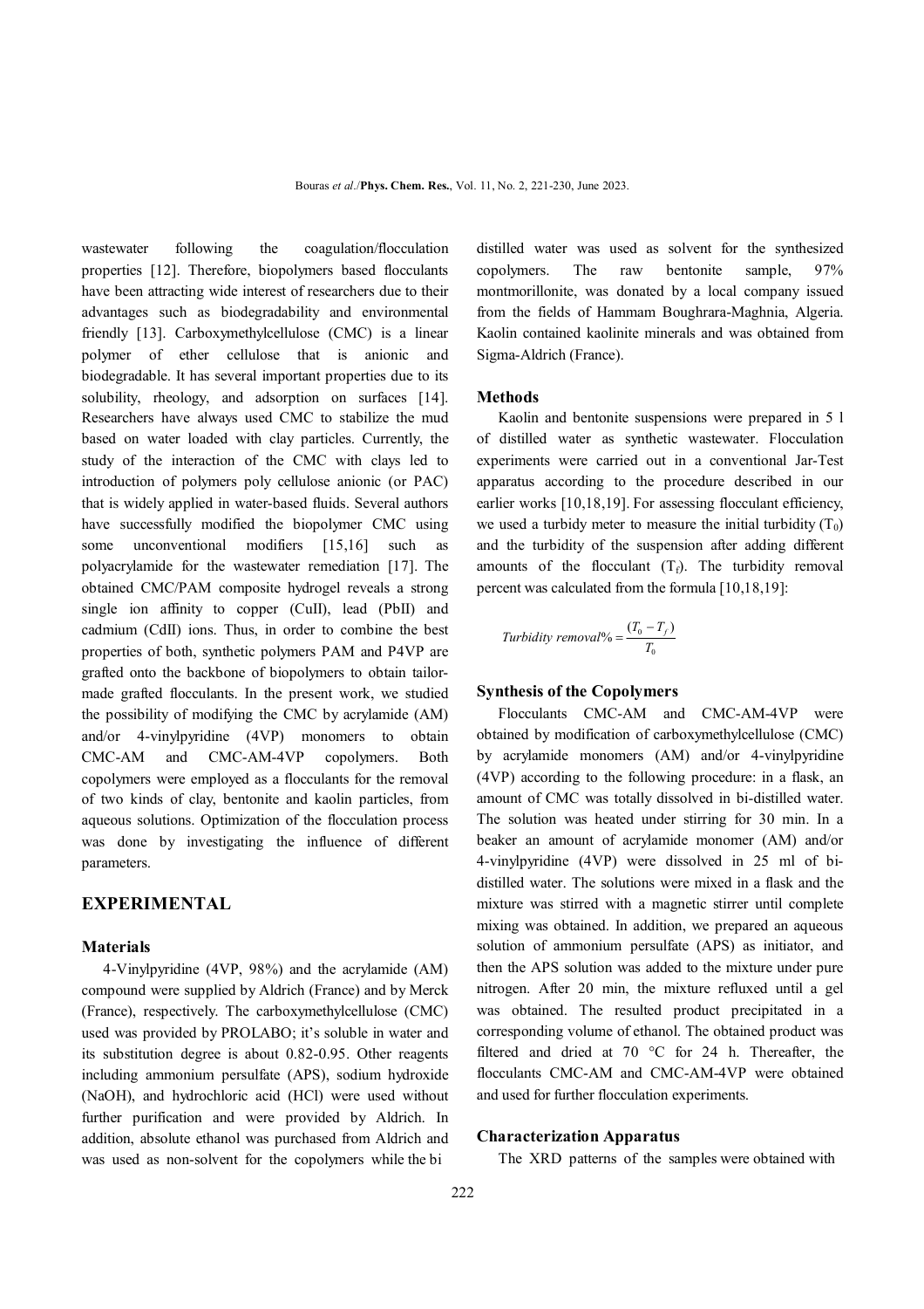wastewater following the coagulation/flocculation properties [12]. Therefore, biopolymers based flocculants have been attracting wide interest of researchers due to their advantages such as biodegradability and environmental friendly [13]. Carboxymethylcellulose (CMC) is a linear polymer of ether cellulose that is anionic and biodegradable. It has several important properties due to its solubility, rheology, and adsorption on surfaces [14]. Researchers have always used CMC to stabilize the mud based on water loaded with clay particles. Currently, the study of the interaction of the CMC with clays led to introduction of polymers poly cellulose anionic (or PAC) that is widely applied in water-based fluids. Several authors have successfully modified the biopolymer CMC using some unconventional modifiers [15,16] such as polyacrylamide for the wastewater remediation [17]. The obtained CMC/PAM composite hydrogel reveals a strong single ion affinity to copper (CuII), lead (PbII) and cadmium (CdII) ions. Thus, in order to combine the best properties of both, synthetic polymers PAM and P4VP are grafted onto the backbone of biopolymers to obtain tailor-made grafted flocculants. In the present work, we studied the possibility of modifying the CMC by acrylamide (AM) and/or 4-vinylpyridine (4VP) monomers to obtain CMC-AM and CMC-AM-4VP copolymers. Both copolymers were employed as a flocculants for the removal of two kinds of clay, bentonite and kaolin particles, from aqueous solutions. Optimization of the flocculation process was done by investigating the influence of different parameters.

## EXPERIMENTAL

### Materials

4-Vinylpyridine (4VP, 98%) and the acrylamide (AM) compound were supplied by Aldrich (France) and by Merck (France), respectively. The carboxymethylcellulose (CMC) used was provided by PROLABO; it's soluble in water and its substitution degree is about 0.82-0.95. Other reagents including ammonium persulfate (APS), sodium hydroxide (NaOH), and hydrochloric acid (HCl) were used without further purification and were provided by Aldrich. In addition, absolute ethanol was purchased from Aldrich and was used as non-solvent for the copolymers while the bi distilled water was used as solvent for the synthesized copolymers. The raw bentonite sample, 97% montmorillonite, was donated by a local company issued from the fields of Hammam Boughrara-Maghnia, Algeria. Kaolin contained kaolinite minerals and was obtained from Sigma-Aldrich (France).

### Methods

Kaolin and bentonite suspensions were prepared in 5 l of distilled water as synthetic wastewater. Flocculation experiments were carried out in a conventional Jar-Test apparatus according to the procedure described in our earlier works [10,18,19]. For assessing flocculant efficiency, we used a turbidy meter to measure the initial turbidity ($T_0$) and the turbidity of the suspension after adding different amounts of the flocculant ($T_f$). The turbidity removal percent was calculated from the formula [10,18,19]:

$$Turbidity\ removal\% = \frac{(T_0 - T_f)}{T_0}$$

### Synthesis of the Copolymers

Flocculants CMC-AM and CMC-AM-4VP were obtained by modification of carboxymethylcellulose (CMC) by acrylamide monomers (AM) and/or 4-vinylpyridine (4VP) according to the following procedure: in a flask, an amount of CMC was totally dissolved in bi-distilled water. The solution was heated under stirring for 30 min. In a beaker an amount of acrylamide monomer (AM) and/or 4-vinylpyridine (4VP) were dissolved in 25 ml of bi-distilled water. The solutions were mixed in a flask and the mixture was stirred with a magnetic stirrer until complete mixing was obtained. In addition, we prepared an aqueous solution of ammonium persulfate (APS) as initiator, and then the APS solution was added to the mixture under pure nitrogen. After 20 min, the mixture refluxed until a gel was obtained. The resulted product precipitated in a corresponding volume of ethanol. The obtained product was filtered and dried at 70 °C for 24 h. Thereafter, the flocculants CMC-AM and CMC-AM-4VP were obtained and used for further flocculation experiments.

### Characterization Apparatus

The XRD patterns of the samples were obtained with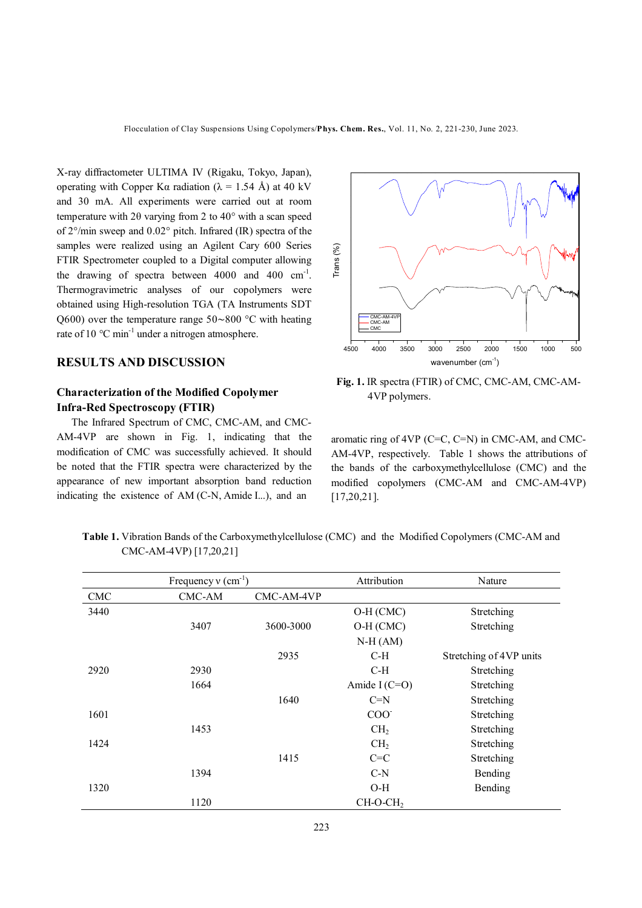X-ray diffractometer ULTIMA IV (Rigaku, Tokyo, Japan), operating with Copper Kα radiation (λ = 1.54 Å) at 40 kV and 30 mA. All experiments were carried out at room temperature with 2θ varying from 2 to 40° with a scan speed of 2°/min sweep and 0.02° pitch. Infrared (IR) spectra of the samples were realized using an Agilent Cary 600 Series FTIR Spectrometer coupled to a Digital computer allowing the drawing of spectra between 4000 and 400 $cm^{-1}$. Thermogravimetric analyses of our copolymers were obtained using High-resolution TGA (TA Instruments SDT Q600) over the temperature range 50~800 °C with heating rate of 10 °C $min^{-1}$ under a nitrogen atmosphere.

## RESULTS AND DISCUSSION

### Characterization of the Modified Copolymer

### Infra-Red Spectroscopy (FTIR)

The Infrared Spectrum of CMC, CMC-AM, and CMC-AM-4VP are shown in Fig. 1, indicating that the modification of CMC was successfully achieved. It should be noted that the FTIR spectra were characterized by the appearance of new important absorption band reduction indicating the existence of AM (C-N, Amide I...), and an aromatic ring of 4VP (C=C, C=N) in CMC-AM, and CMC-AM-4VP, respectively. Table 1 shows the attributions of the bands of the carboxymethylcellulose (CMC) and the modified copolymers (CMC-AM and CMC-AM-4VP) [17,20,21].

**Fig. 1.** IR spectra (FTIR) of CMC, CMC-AM, CMC-AM-4VP polymers.

**Table 1.** Vibration Bands of the Carboxymethylcellulose (CMC) and the Modified Copolymers (CMC-AM and CMC-AM-4VP) [17,20,21]

| Frequency ν ($cm^{-1}$) | | | Attribution | Nature |
|---|---|---|---|---|
| CMC | CMC-AM | CMC-AM-4VP | | |
| 3440 | | | O-H (CMC) | Stretching |
| | 3407 | 3600-3000 | O-H (CMC) | Stretching |
| | | | N-H (AM) | |
| | | 2935 | C-H | Stretching of 4VP units |
| 2920 | 2930 | | C-H | Stretching |
| | 1664 | | Amide I (C=O) | Stretching |
| | | 1640 | C=N | Stretching |
| 1601 | | | $COO^-$ | Stretching |
| | 1453 | | $CH_2$ | Stretching |
| 1424 | | | $CH_2$ | Stretching |
| | | 1415 | C=C | Stretching |
| | 1394 | | C-N | Bending |
| 1320 | | | O-H | Bending |
| | 1120 | | CH-O-$CH_2$ | |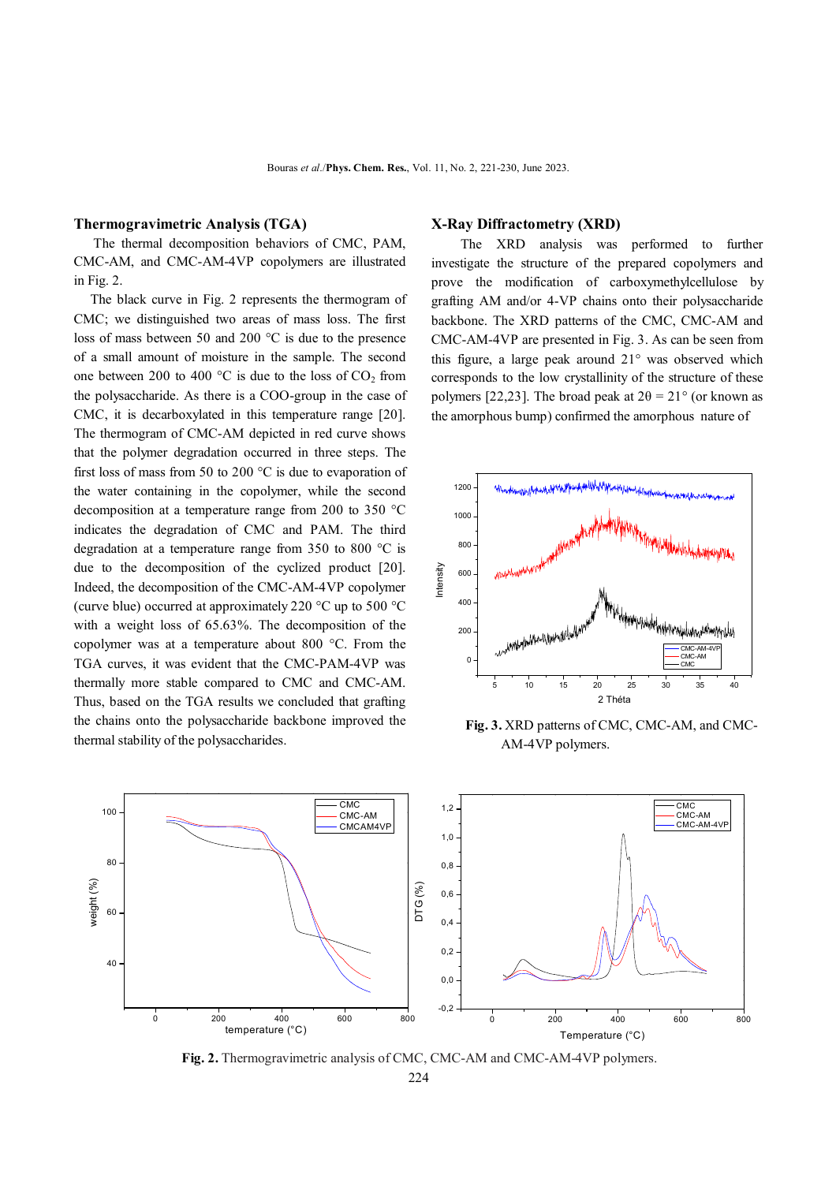### Thermogravimetric Analysis (TGA)

The thermal decomposition behaviors of CMC, PAM, CMC-AM, and CMC-AM-4VP copolymers are illustrated in Fig. 2.

The black curve in Fig. 2 represents the thermogram of CMC; we distinguished two areas of mass loss. The first loss of mass between 50 and 200 °C is due to the presence of a small amount of moisture in the sample. The second one between 200 to 400 °C is due to the loss of $CO_2$ from the polysaccharide. As there is a COO-group in the case of CMC, it is decarboxylated in this temperature range [20]. The thermogram of CMC-AM depicted in red curve shows that the polymer degradation occurred in three steps. The first loss of mass from 50 to 200 °C is due to evaporation of the water containing in the copolymer, while the second decomposition at a temperature range from 200 to 350 °C indicates the degradation of CMC and PAM. The third degradation at a temperature range from 350 to 800 °C is due to the decomposition of the cyclized product [20]. Indeed, the decomposition of the CMC-AM-4VP copolymer (curve blue) occurred at approximately 220 °C up to 500 °C with a weight loss of 65.63%. The decomposition of the copolymer was at a temperature about 800 °C. From the TGA curves, it was evident that the CMC-PAM-4VP was thermally more stable compared to CMC and CMC-AM. Thus, based on the TGA results we concluded that grafting the chains onto the polysaccharide backbone improved the thermal stability of the polysaccharides.

### X-Ray Diffractometry (XRD)

The XRD analysis was performed to further investigate the structure of the prepared copolymers and prove the modification of carboxymethylcellulose by grafting AM and/or 4-VP chains onto their polysaccharide backbone. The XRD patterns of the CMC, CMC-AM and CMC-AM-4VP are presented in Fig. 3. As can be seen from this figure, a large peak around 21° was observed which corresponds to the low crystallinity of the structure of these polymers [22,23]. The broad peak at $2\theta = 21°$ (or known as the amorphous bump) confirmed the amorphous nature of

**Fig. 3.** XRD patterns of CMC, CMC-AM, and CMC-AM-4VP polymers.

**Fig. 2.** Thermogravimetric analysis of CMC, CMC-AM and CMC-AM-4VP polymers.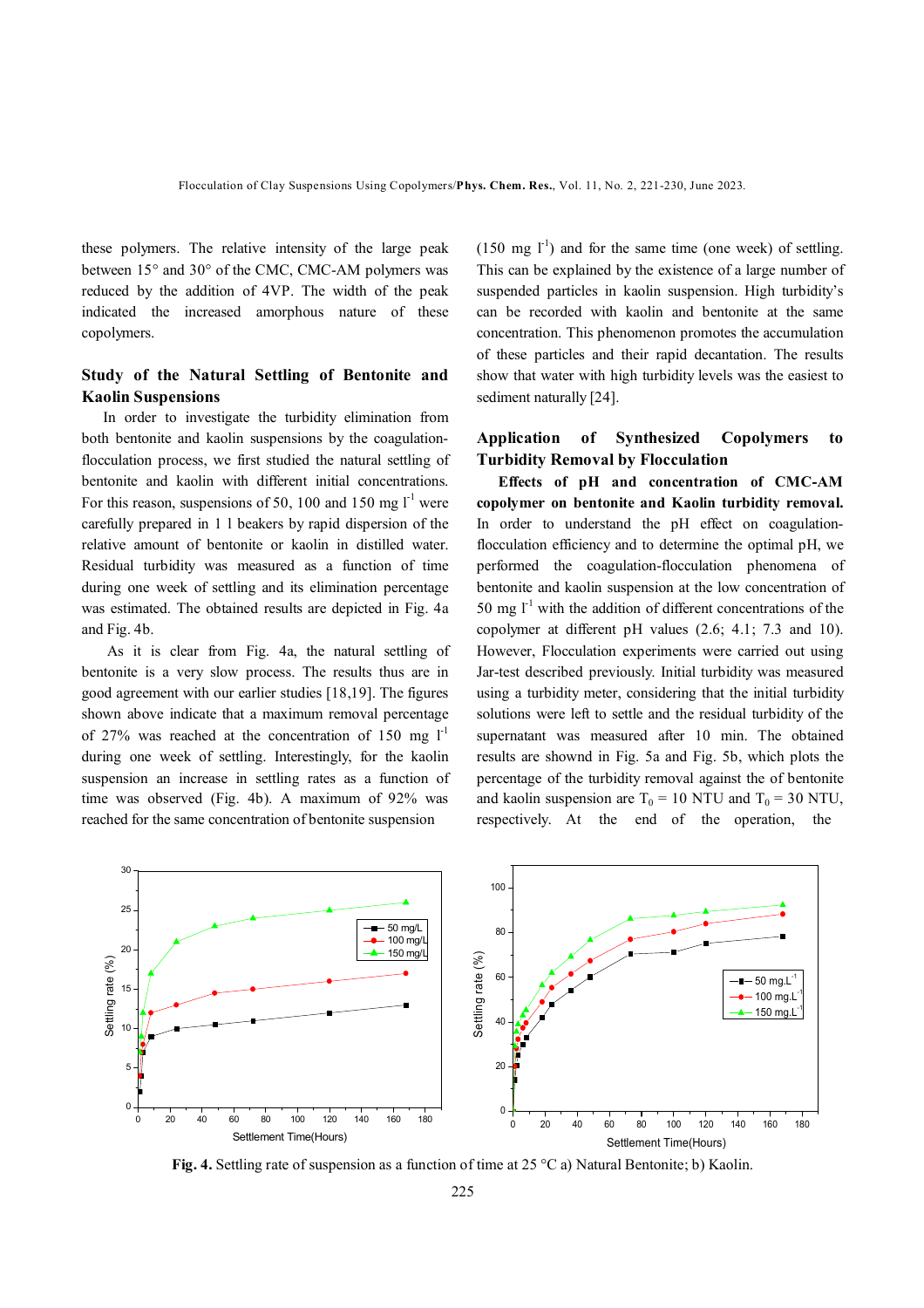these polymers. The relative intensity of the large peak between 15° and 30° of the CMC, CMC-AM polymers was reduced by the addition of 4VP. The width of the peak indicated the increased amorphous nature of these copolymers.

## Study of the Natural Settling of Bentonite and Kaolin Suspensions

In order to investigate the turbidity elimination from both bentonite and kaolin suspensions by the coagulation-flocculation process, we first studied the natural settling of bentonite and kaolin with different initial concentrations. For this reason, suspensions of 50, 100 and 150 mg $l^{-1}$ were carefully prepared in 1 l beakers by rapid dispersion of the relative amount of bentonite or kaolin in distilled water. Residual turbidity was measured as a function of time during one week of settling and its elimination percentage was estimated. The obtained results are depicted in Fig. 4a and Fig. 4b.

As it is clear from Fig. 4a, the natural settling of bentonite is a very slow process. The results thus are in good agreement with our earlier studies [18,19]. The figures shown above indicate that a maximum removal percentage of 27% was reached at the concentration of 150 mg $l^{-1}$ during one week of settling. Interestingly, for the kaolin suspension an increase in settling rates as a function of time was observed (Fig. 4b). A maximum of 92% was reached for the same concentration of bentonite suspension (150 mg $l^{-1}$) and for the same time (one week) of settling. This can be explained by the existence of a large number of suspended particles in kaolin suspension. High turbidity's can be recorded with kaolin and bentonite at the same concentration. This phenomenon promotes the accumulation of these particles and their rapid decantation. The results show that water with high turbidity levels was the easiest to sediment naturally [24].

## Application of Synthesized Copolymers to Turbidity Removal by Flocculation

**Effects of pH and concentration of CMC-AM copolymer on bentonite and Kaolin turbidity removal.** In order to understand the pH effect on coagulation-flocculation efficiency and to determine the optimal pH, we performed the coagulation-flocculation phenomena of bentonite and kaolin suspension at the low concentration of 50 mg $l^{-1}$ with the addition of different concentrations of the copolymer at different pH values (2.6; 4.1; 7.3 and 10). However, Flocculation experiments were carried out using Jar-test described previously. Initial turbidity was measured using a turbidity meter, considering that the initial turbidity solutions were left to settle and the residual turbidity of the supernatant was measured after 10 min. The obtained results are showned in Fig. 5a and Fig. 5b, which plots the percentage of the turbidity removal against the of bentonite and kaolin suspension are $T_0$ = 10 NTU and $T_0$ = 30 NTU, respectively. At the end of the operation, the

**Fig. 4.** Settling rate of suspension as a function of time at 25 °C a) Natural Bentonite; b) Kaolin.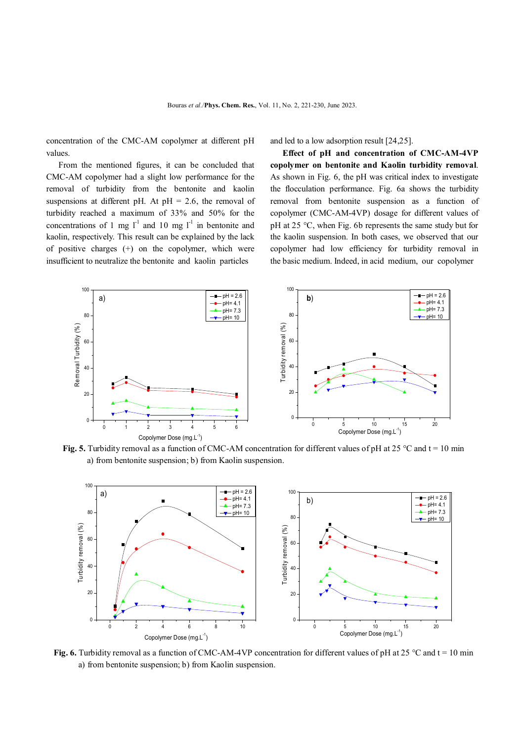concentration of the CMC-AM copolymer at different pH values.

From the mentioned figures, it can be concluded that CMC-AM copolymer had a slight low performance for the removal of turbidity from the bentonite and kaolin suspensions at different pH. At pH = 2.6, the removal of turbidity reached a maximum of 33% and 50% for the concentrations of 1 mg $l^{-1}$ and 10 mg $l^{-1}$ in bentonite and kaolin, respectively. This result can be explained by the lack of positive charges (+) on the copolymer, which were insufficient to neutralize the bentonite and kaolin particles and led to a low adsorption result [24,25].

**Effect of pH and concentration of CMC-AM-4VP copolymer on bentonite and Kaolin turbidity removal.** As shown in Fig. 6, the pH was critical index to investigate the flocculation performance. Fig. 6a shows the turbidity removal from bentonite suspension as a function of copolymer (CMC-AM-4VP) dosage for different values of pH at 25 °C, when Fig. 6b represents the same study but for the kaolin suspension. In both cases, we observed that our copolymer had low efficiency for turbidity removal in the basic medium. Indeed, in acid medium, our copolymer

**Fig. 5.** Turbidity removal as a function of CMC-AM concentration for different values of pH at 25 °C and t = 10 min a) from bentonite suspension; b) from Kaolin suspension.

**Fig. 6.** Turbidity removal as a function of CMC-AM-4VP concentration for different values of pH at 25 °C and t = 10 min a) from bentonite suspension; b) from Kaolin suspension.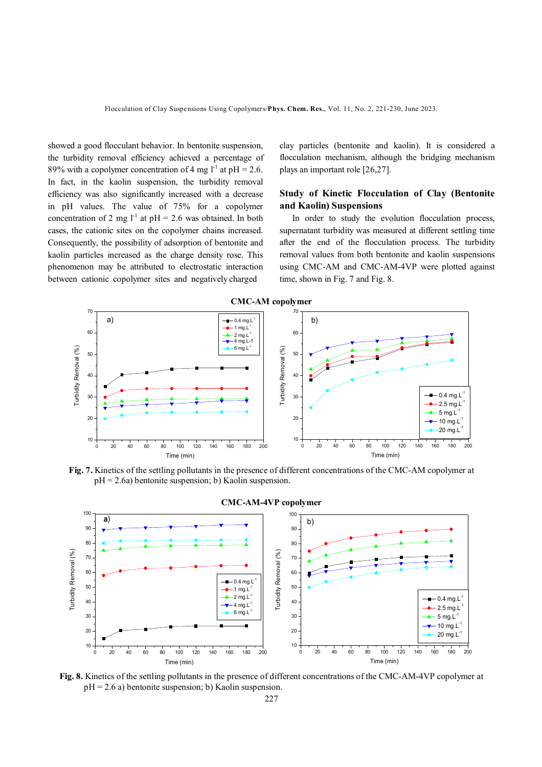showed a good flocculant behavior. In bentonite suspension, the turbidity removal efficiency achieved a percentage of 89% with a copolymer concentration of 4 mg $l^{-1}$ at pH = 2.6. In fact, in the kaolin suspension, the turbidity removal efficiency was also significantly increased with a decrease in pH values. The value of 75% for a copolymer concentration of 2 mg $l^{-1}$ at pH = 2.6 was obtained. In both cases, the cationic sites on the copolymer chains increased. Consequently, the possibility of adsorption of bentonite and kaolin particles increased as the charge density rose. This phenomenon may be attributed to electrostatic interaction between cationic copolymer sites and negatively charged clay particles (bentonite and kaolin). It is considered a flocculation mechanism, although the bridging mechanism plays an important role [26,27].

## Study of Kinetic Flocculation of Clay (Bentonite and Kaolin) Suspensions

In order to study the evolution flocculation process, supernatant turbidity was measured at different settling time after the end of the flocculation process. The turbidity removal values from both bentonite and kaolin suspensions using CMC-AM and CMC-AM-4VP were plotted against time, shown in Fig. 7 and Fig. 8.

**Fig. 7.** Kinetics of the settling pollutants in the presence of different concentrations of the CMC-AM copolymer at pH = 2.6a) bentonite suspension; b) Kaolin suspension.

**Fig. 8.** Kinetics of the settling pollutants in the presence of different concentrations of the CMC-AM-4VP copolymer at pH = 2.6 a) bentonite suspension; b) Kaolin suspension.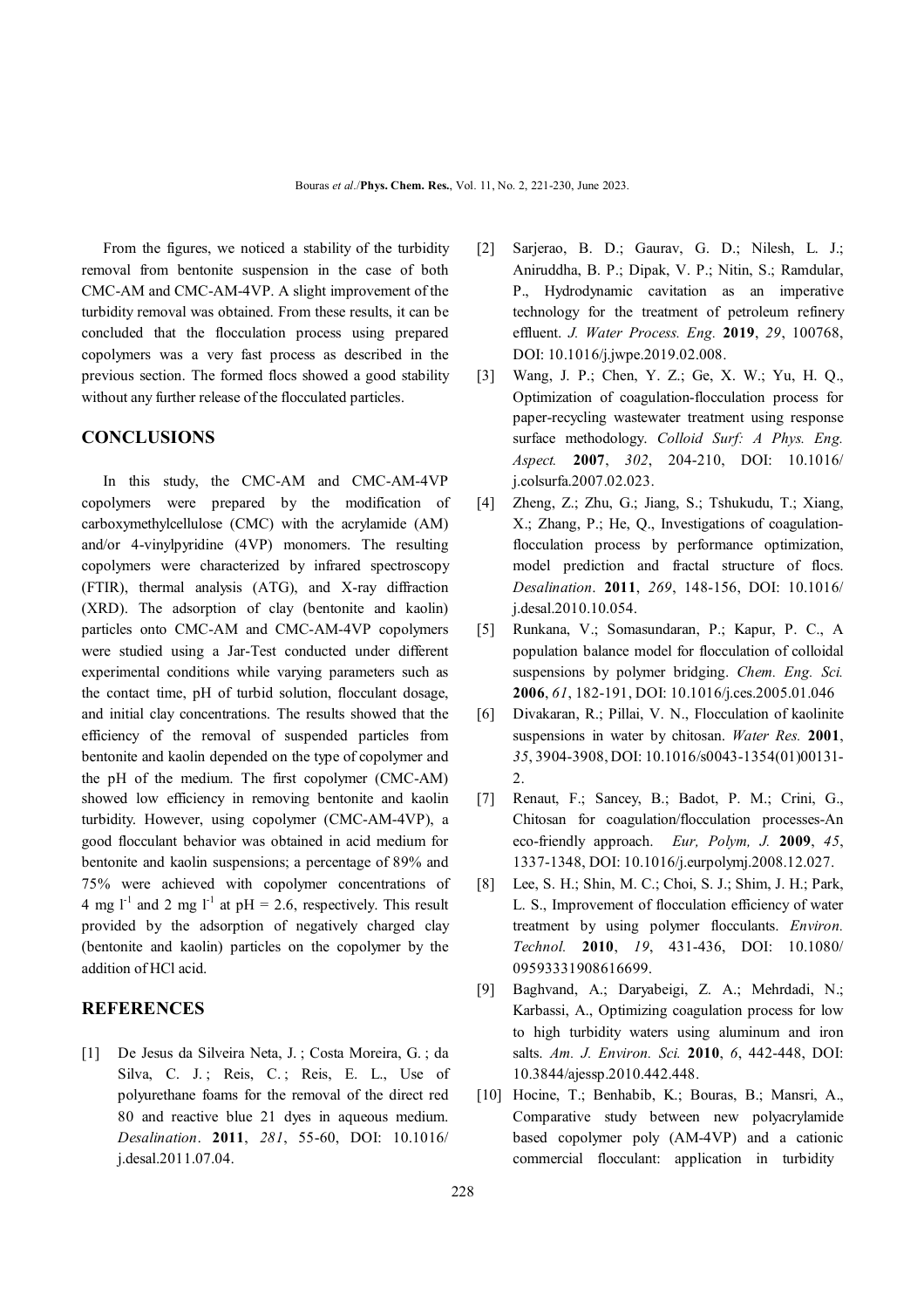From the figures, we noticed a stability of the turbidity removal from bentonite suspension in the case of both CMC-AM and CMC-AM-4VP. A slight improvement of the turbidity removal was obtained. From these results, it can be concluded that the flocculation process using prepared copolymers was a very fast process as described in the previous section. The formed flocs showed a good stability without any further release of the flocculated particles.

## CONCLUSIONS

In this study, the CMC-AM and CMC-AM-4VP copolymers were prepared by the modification of carboxymethylcellulose (CMC) with the acrylamide (AM) and/or 4-vinylpyridine (4VP) monomers. The resulting copolymers were characterized by infrared spectroscopy (FTIR), thermal analysis (ATG), and X-ray diffraction (XRD). The adsorption of clay (bentonite and kaolin) particles onto CMC-AM and CMC-AM-4VP copolymers were studied using a Jar-Test conducted under different experimental conditions while varying parameters such as the contact time, pH of turbid solution, flocculant dosage, and initial clay concentrations. The results showed that the efficiency of the removal of suspended particles from bentonite and kaolin depended on the type of copolymer and the pH of the medium. The first copolymer (CMC-AM) showed low efficiency in removing bentonite and kaolin turbidity. However, using copolymer (CMC-AM-4VP), a good flocculant behavior was obtained in acid medium for bentonite and kaolin suspensions; a percentage of 89% and 75% were achieved with copolymer concentrations of 4 mg $l^{-1}$ and 2 mg $l^{-1}$ at pH = 2.6, respectively. This result provided by the adsorption of negatively charged clay (bentonite and kaolin) particles on the copolymer by the addition of HCl acid.

## REFERENCES

[1] De Jesus da Silveira Neta, J. ; Costa Moreira, G. ; da Silva, C. J. ; Reis, C. ; Reis, E. L., Use of polyurethane foams for the removal of the direct red 80 and reactive blue 21 dyes in aqueous medium. *Desalination*. **2011**, *281*, 55-60, DOI: 10.1016/j.desal.2011.07.04.

[2] Sarjerao, B. D.; Gaurav, G. D.; Nilesh, L. J.; Aniruddha, B. P.; Dipak, V. P.; Nitin, S.; Ramdular, P., Hydrodynamic cavitation as an imperative technology for the treatment of petroleum refinery effluent. *J. Water Process. Eng.* **2019**, *29*, 100768, DOI: 10.1016/j.jwpe.2019.02.008.

[3] Wang, J. P.; Chen, Y. Z.; Ge, X. W.; Yu, H. Q., Optimization of coagulation-flocculation process for paper-recycling wastewater treatment using response surface methodology. *Colloid Surf: A Phys. Eng. Aspect.* **2007**, *302*, 204-210, DOI: 10.1016/j.colsurfa.2007.02.023.

[4] Zheng, Z.; Zhu, G.; Jiang, S.; Tshukudu, T.; Xiang, X.; Zhang, P.; He, Q., Investigations of coagulation-flocculation process by performance optimization, model prediction and fractal structure of flocs. *Desalination*. **2011**, *269*, 148-156, DOI: 10.1016/j.desal.2010.10.054.

[5] Runkana, V.; Somasundaran, P.; Kapur, P. C., A population balance model for flocculation of colloidal suspensions by polymer bridging. *Chem. Eng. Sci.* **2006**, *61*, 182-191, DOI: 10.1016/j.ces.2005.01.046

[6] Divakaran, R.; Pillai, V. N., Flocculation of kaolinite suspensions in water by chitosan. *Water Res.* **2001**, *35*, 3904-3908, DOI: 10.1016/s0043-1354(01)00131-2.

[7] Renaut, F.; Sancey, B.; Badot, P. M.; Crini, G., Chitosan for coagulation/flocculation processes-An eco-friendly approach. *Eur, Polym, J.* **2009**, *45*, 1337-1348, DOI: 10.1016/j.eurpolymj.2008.12.027.

[8] Lee, S. H.; Shin, M. C.; Choi, S. J.; Shim, J. H.; Park, L. S., Improvement of flocculation efficiency of water treatment by using polymer flocculants. *Environ. Technol.* **2010**, *19*, 431-436, DOI: 10.1080/09593331908616699.

[9] Baghvand, A.; Daryabeigi, Z. A.; Mehrdadi, N.; Karbassi, A., Optimizing coagulation process for low to high turbidity waters using aluminum and iron salts. *Am. J. Environ. Sci.* **2010**, *6*, 442-448, DOI: 10.3844/ajessp.2010.442.448.

[10] Hocine, T.; Benhabib, K.; Bouras, B.; Mansri, A., Comparative study between new polyacrylamide based copolymer poly (AM-4VP) and a cationic commercial flocculant: application in turbidity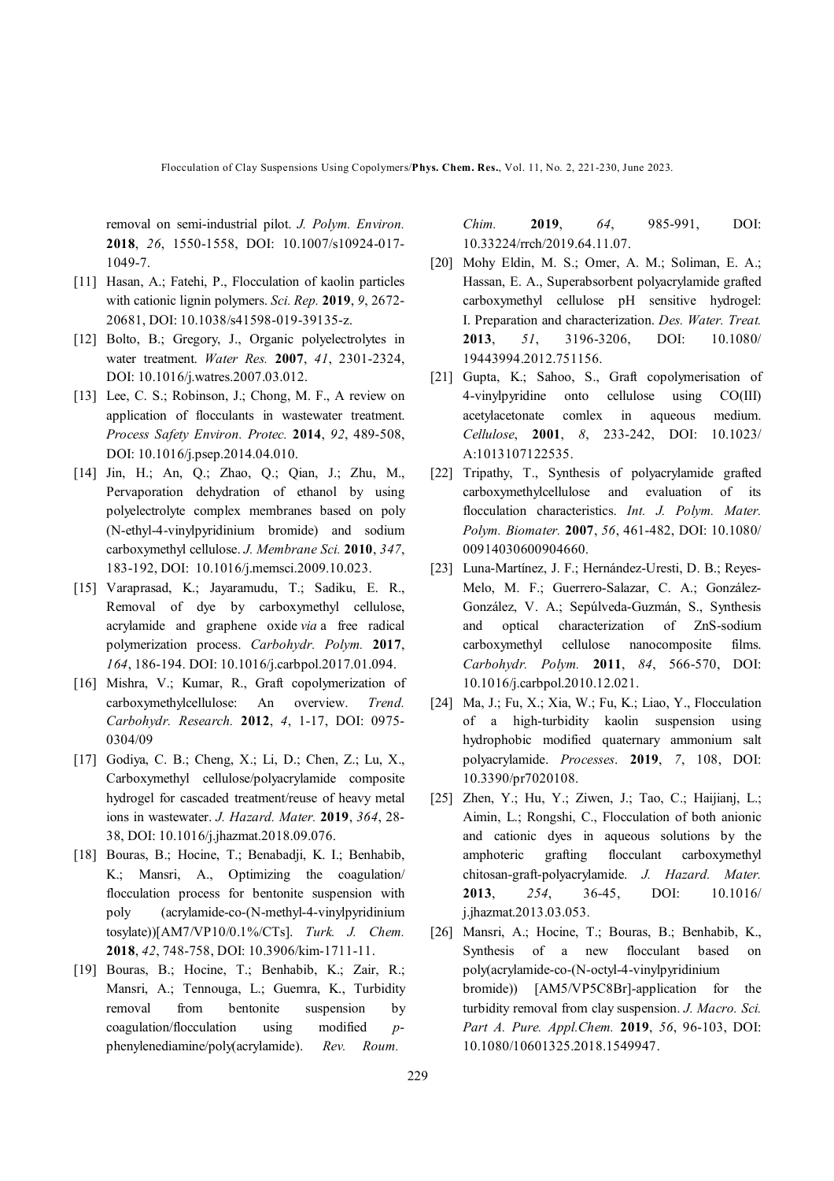removal on semi-industrial pilot. *J. Polym. Environ.* **2018**, *26*, 1550-1558, DOI: 10.1007/s10924-017-1049-7.

[11] Hasan, A.; Fatehi, P., Flocculation of kaolin particles with cationic lignin polymers. *Sci. Rep.* **2019**, *9*, 2672-20681, DOI: 10.1038/s41598-019-39135-z.

[12] Bolto, B.; Gregory, J., Organic polyelectrolytes in water treatment. *Water Res.* **2007**, *41*, 2301-2324, DOI: 10.1016/j.watres.2007.03.012.

[13] Lee, C. S.; Robinson, J.; Chong, M. F., A review on application of flocculants in wastewater treatment. *Process Safety Environ. Protec.* **2014**, *92*, 489-508, DOI: 10.1016/j.psep.2014.04.010.

[14] Jin, H.; An, Q.; Zhao, Q.; Qian, J.; Zhu, M., Pervaporation dehydration of ethanol by using polyelectrolyte complex membranes based on poly (N-ethyl-4-vinylpyridinium bromide) and sodium carboxymethyl cellulose. *J. Membrane Sci.* **2010**, *347*, 183-192, DOI: 10.1016/j.memsci.2009.10.023.

[15] Varaprasad, K.; Jayaramudu, T.; Sadiku, E. R., Removal of dye by carboxymethyl cellulose, acrylamide and graphene oxide *via* a free radical polymerization process. *Carbohydr. Polym.* **2017**, *164*, 186-194. DOI: 10.1016/j.carbpol.2017.01.094.

[16] Mishra, V.; Kumar, R., Graft copolymerization of carboxymethylcellulose: An overview. *Trend. Carbohydr. Research.* **2012**, *4*, 1-17, DOI: 0975-0304/09

[17] Godiya, C. B.; Cheng, X.; Li, D.; Chen, Z.; Lu, X., Carboxymethyl cellulose/polyacrylamide composite hydrogel for cascaded treatment/reuse of heavy metal ions in wastewater. *J. Hazard. Mater.* **2019**, *364*, 28-38, DOI: 10.1016/j.jhazmat.2018.09.076.

[18] Bouras, B.; Hocine, T.; Benabadji, K. I.; Benhabib, K.; Mansri, A., Optimizing the coagulation/flocculation process for bentonite suspension with poly (acrylamide-co-(N-methyl-4-vinylpyridinium tosylate))[AM7/VP10/0.1%/CTs]. *Turk. J. Chem.* **2018**, *42*, 748-758, DOI: 10.3906/kim-1711-11.

[19] Bouras, B.; Hocine, T.; Benhabib, K.; Zair, R.; Mansri, A.; Tennouga, L.; Guemra, K., Turbidity removal from bentonite suspension by coagulation/flocculation using modified *p*-phenylenediamine/poly(acrylamide). *Rev. Roum. Chim.* **2019**, *64*, 985-991, DOI: 10.33224/rrch/2019.64.11.07.

[20] Mohy Eldin, M. S.; Omer, A. M.; Soliman, E. A.; Hassan, E. A., Superabsorbent polyacrylamide grafted carboxymethyl cellulose pH sensitive hydrogel: I. Preparation and characterization. *Des. Water. Treat.* **2013**, *51*, 3196-3206, DOI: 10.1080/19443994.2012.751156.

[21] Gupta, K.; Sahoo, S., Graft copolymerisation of 4-vinylpyridine onto cellulose using CO(III) acetylacetonate comlex in aqueous medium. *Cellulose*, **2001**, *8*, 233-242, DOI: 10.1023/A:1013107122535.

[22] Tripathy, T., Synthesis of polyacrylamide grafted carboxymethylcellulose and evaluation of its flocculation characteristics. *Int. J. Polym. Mater. Polym. Biomater.* **2007**, *56*, 461-482, DOI: 10.1080/00914030600904660.

[23] Luna-Martínez, J. F.; Hernández-Uresti, D. B.; Reyes-Melo, M. F.; Guerrero-Salazar, C. A.; González-González, V. A.; Sepúlveda-Guzmán, S., Synthesis and optical characterization of ZnS-sodium carboxymethyl cellulose nanocomposite films. *Carbohydr. Polym.* **2011**, *84*, 566-570, DOI: 10.1016/j.carbpol.2010.12.021.

[24] Ma, J.; Fu, X.; Xia, W.; Fu, K.; Liao, Y., Flocculation of a high-turbidity kaolin suspension using hydrophobic modified quaternary ammonium salt polyacrylamide. *Processes*. **2019**, *7*, 108, DOI: 10.3390/pr7020108.

[25] Zhen, Y.; Hu, Y.; Ziwen, J.; Tao, C.; Haijianj, L.; Aimin, L.; Rongshi, C., Flocculation of both anionic and cationic dyes in aqueous solutions by the amphoteric grafting flocculant carboxymethyl chitosan-graft-polyacrylamide. *J. Hazard. Mater.* **2013**, *254*, 36-45, DOI: 10.1016/j.jhazmat.2013.03.053.

[26] Mansri, A.; Hocine, T.; Bouras, B.; Benhabib, K., Synthesis of a new flocculant based on poly(acrylamide-co-(N-octyl-4-vinylpyridinium bromide)) [AM5/VP5C8Br]-application for the turbidity removal from clay suspension. *J. Macro. Sci. Part A. Pure. Appl.Chem.* **2019**, *56*, 96-103, DOI: 10.1080/10601325.2018.1549947.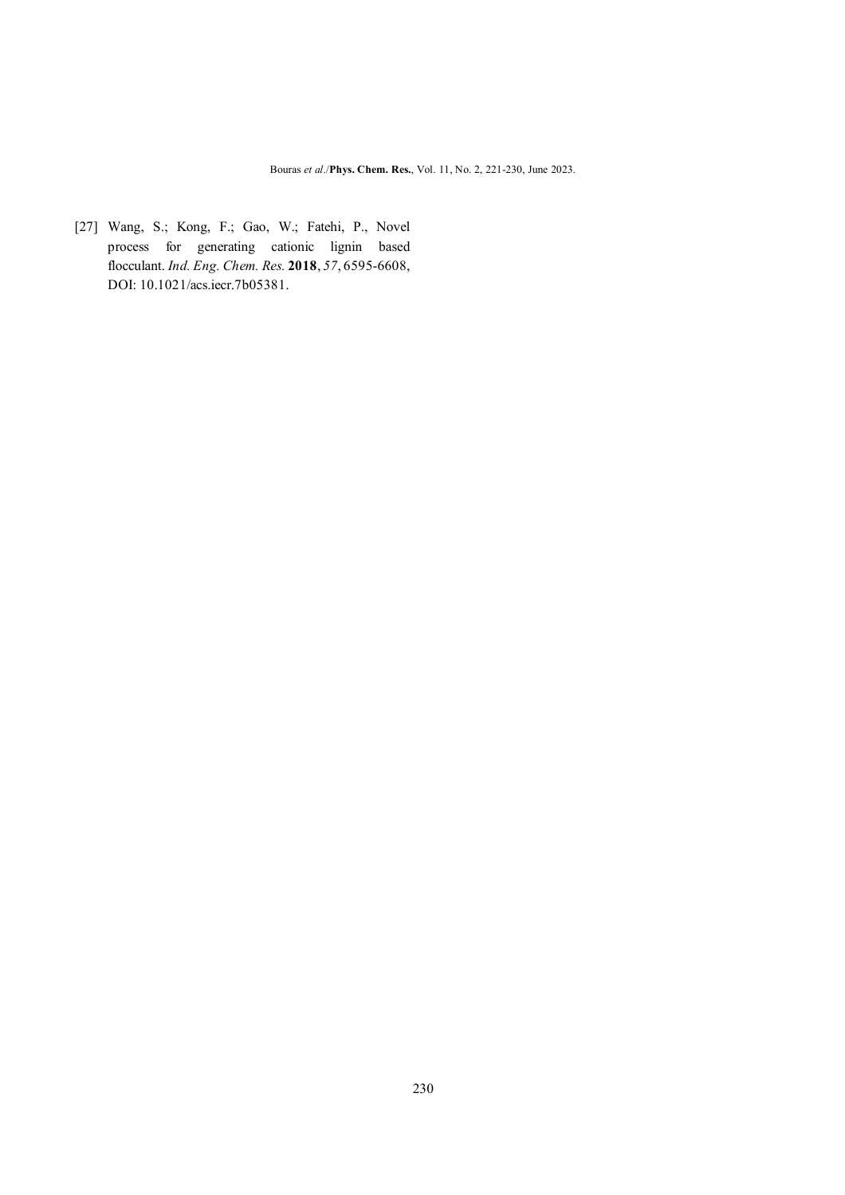[27] Wang, S.; Kong, F.; Gao, W.; Fatehi, P., Novel process for generating cationic lignin based flocculant. *Ind. Eng. Chem. Res.* **2018**, *57*, 6595-6608, DOI: 10.1021/acs.iecr.7b05381.